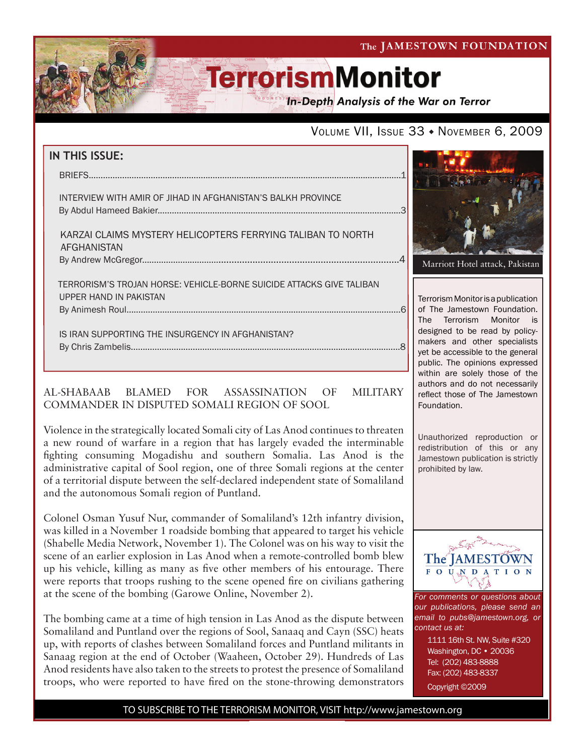The JAMESTOWN FOUNDATION

# TerrorismMonitor

*In-Depth Analysis of the War on Terror*

VOLUME VII, ISSUE 33 ♦ NOVEMBER 6, 2009

## IN THIS ISSUE:

BRIEFS....................................................................................................................1

INTERVIEW WITH AMIR OF JIHAD IN AFGHANISTAN'S BALKH PROVINCE
By Abdul Hameed Bakier....................................................................................3

KARZAI CLAIMS MYSTERY HELICOPTERS FERRYING TALIBAN TO NORTH AFGHANISTAN
By Andrew McGregor.........................................................................................4

TERRORISM'S TROJAN HORSE: VEHICLE-BORNE SUICIDE ATTACKS GIVE TALIBAN UPPER HAND IN PAKISTAN
By Animesh Roul................................................................................................6

IS IRAN SUPPORTING THE INSURGENCY IN AFGHANISTAN?
By Chris Zambelis...............................................................................................8

Marriott Hotel attack, Pakistan

Terrorism Monitor is a publication of The Jamestown Foundation. The Terrorism Monitor is designed to be read by policy-makers and other specialists yet be accessible to the general public. The opinions expressed within are solely those of the authors and do not necessarily reflect those of The Jamestown Foundation.

Unauthorized reproduction or redistribution of this or any Jamestown publication is strictly prohibited by law.

## AL-SHABAAB BLAMED FOR ASSASSINATION OF MILITARY COMMANDER IN DISPUTED SOMALI REGION OF SOOL

Violence in the strategically located Somali city of Las Anod continues to threaten a new round of warfare in a region that has largely evaded the interminable fighting consuming Mogadishu and southern Somalia. Las Anod is the administrative capital of Sool region, one of three Somali regions at the center of a territorial dispute between the self-declared independent state of Somaliland and the autonomous Somali region of Puntland.

Colonel Osman Yusuf Nur, commander of Somaliland's 12th infantry division, was killed in a November 1 roadside bombing that appeared to target his vehicle (Shabelle Media Network, November 1). The Colonel was on his way to visit the scene of an earlier explosion in Las Anod when a remote-controlled bomb blew up his vehicle, killing as many as five other members of his entourage. There were reports that troops rushing to the scene opened fire on civilians gathering at the scene of the bombing (Garowe Online, November 2).

The bombing came at a time of high tension in Las Anod as the dispute between Somaliland and Puntland over the regions of Sool, Sanaaq and Cayn (SSC) heats up, with reports of clashes between Somaliland forces and Puntland militants in Sanaag region at the end of October (Waaheen, October 29). Hundreds of Las Anod residents have also taken to the streets to protest the presence of Somaliland troops, who were reported to have fired on the stone-throwing demonstrators

The JAMESTOWN FOUNDATION

*For comments or questions about our publications, please send an email to pubs@jamestown.org, or contact us at:*

1111 16th St. NW, Suite #320
Washington, DC • 20036
Tel: (202) 483-8888
Fax: (202) 483-8337
Copyright ©2009

TO SUBSCRIBE TO THE TERRORISM MONITOR, VISIT http://www.jamestown.org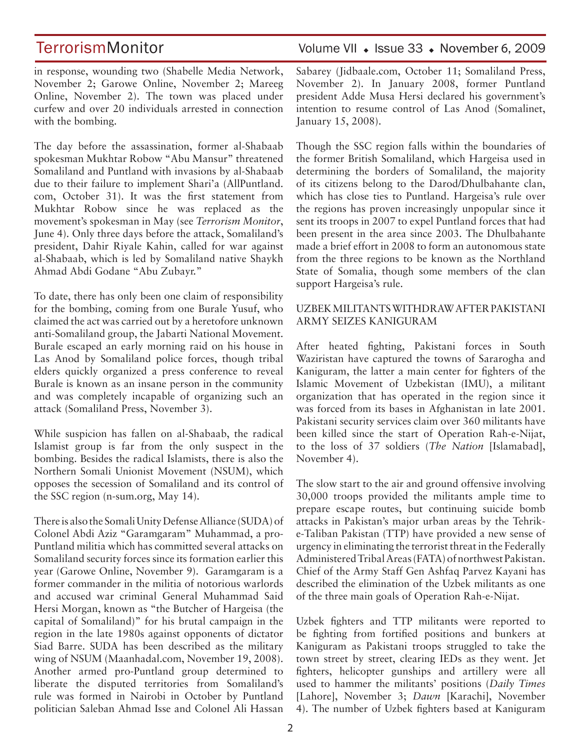in response, wounding two (Shabelle Media Network, November 2; Garowe Online, November 2; Mareeg Online, November 2). The town was placed under curfew and over 20 individuals arrested in connection with the bombing.

The day before the assassination, former al-Shabaab spokesman Mukhtar Robow "Abu Mansur" threatened Somaliland and Puntland with invasions by al-Shabaab due to their failure to implement Shari'a (AllPuntland.com, October 31). It was the first statement from Mukhtar Robow since he was replaced as the movement's spokesman in May (see *Terrorism Monitor*, June 4). Only three days before the attack, Somaliland's president, Dahir Riyale Kahin, called for war against al-Shabaab, which is led by Somaliland native Shaykh Ahmad Abdi Godane "Abu Zubayr."

To date, there has only been one claim of responsibility for the bombing, coming from one Burale Yusuf, who claimed the act was carried out by a heretofore unknown anti-Somaliland group, the Jabarti National Movement. Burale escaped an early morning raid on his house in Las Anod by Somaliland police forces, though tribal elders quickly organized a press conference to reveal Burale is known as an insane person in the community and was completely incapable of organizing such an attack (Somaliland Press, November 3).

While suspicion has fallen on al-Shabaab, the radical Islamist group is far from the only suspect in the bombing. Besides the radical Islamists, there is also the Northern Somali Unionist Movement (NSUM), which opposes the secession of Somaliland and its control of the SSC region (n-sum.org, May 14).

There is also the Somali Unity Defense Alliance (SUDA) of Colonel Abdi Aziz "Garamgaram" Muhammad, a pro-Puntland militia which has committed several attacks on Somaliland security forces since its formation earlier this year (Garowe Online, November 9). Garamgaram is a former commander in the militia of notorious warlords and accused war criminal General Muhammad Said Hersi Morgan, known as "the Butcher of Hargeisa (the capital of Somaliland)" for his brutal campaign in the region in the late 1980s against opponents of dictator Siad Barre. SUDA has been described as the military wing of NSUM (Maanhadal.com, November 19, 2008). Another armed pro-Puntland group determined to liberate the disputed territories from Somaliland's rule was formed in Nairobi in October by Puntland politician Saleban Ahmad Isse and Colonel Ali Hassan Sabarey (Jidbaale.com, October 11; Somaliland Press, November 2). In January 2008, former Puntland president Adde Musa Hersi declared his government's intention to resume control of Las Anod (Somalinet, January 15, 2008).

Though the SSC region falls within the boundaries of the former British Somaliland, which Hargeisa used in determining the borders of Somaliland, the majority of its citizens belong to the Darod/Dhulbahante clan, which has close ties to Puntland. Hargeisa's rule over the regions has proven increasingly unpopular since it sent its troops in 2007 to expel Puntland forces that had been present in the area since 2003. The Dhulbahante made a brief effort in 2008 to form an autonomous state from the three regions to be known as the Northland State of Somalia, though some members of the clan support Hargeisa's rule.

## UZBEK MILITANTS WITHDRAW AFTER PAKISTANI ARMY SEIZES KANIGURAM

After heated fighting, Pakistani forces in South Waziristan have captured the towns of Sararogha and Kaniguram, the latter a main center for fighters of the Islamic Movement of Uzbekistan (IMU), a militant organization that has operated in the region since it was forced from its bases in Afghanistan in late 2001. Pakistani security services claim over 360 militants have been killed since the start of Operation Rah-e-Nijat, to the loss of 37 soldiers (*The Nation* [Islamabad], November 4).

The slow start to the air and ground offensive involving 30,000 troops provided the militants ample time to prepare escape routes, but continuing suicide bomb attacks in Pakistan's major urban areas by the Tehrik-e-Taliban Pakistan (TTP) have provided a new sense of urgency in eliminating the terrorist threat in the Federally Administered Tribal Areas (FATA) of northwest Pakistan. Chief of the Army Staff Gen Ashfaq Parvez Kayani has described the elimination of the Uzbek militants as one of the three main goals of Operation Rah-e-Nijat.

Uzbek fighters and TTP militants were reported to be fighting from fortified positions and bunkers at Kaniguram as Pakistani troops struggled to take the town street by street, clearing IEDs as they went. Jet fighters, helicopter gunships and artillery were all used to hammer the militants' positions (*Daily Times* [Lahore], November 3; *Dawn* [Karachi], November 4). The number of Uzbek fighters based at Kaniguram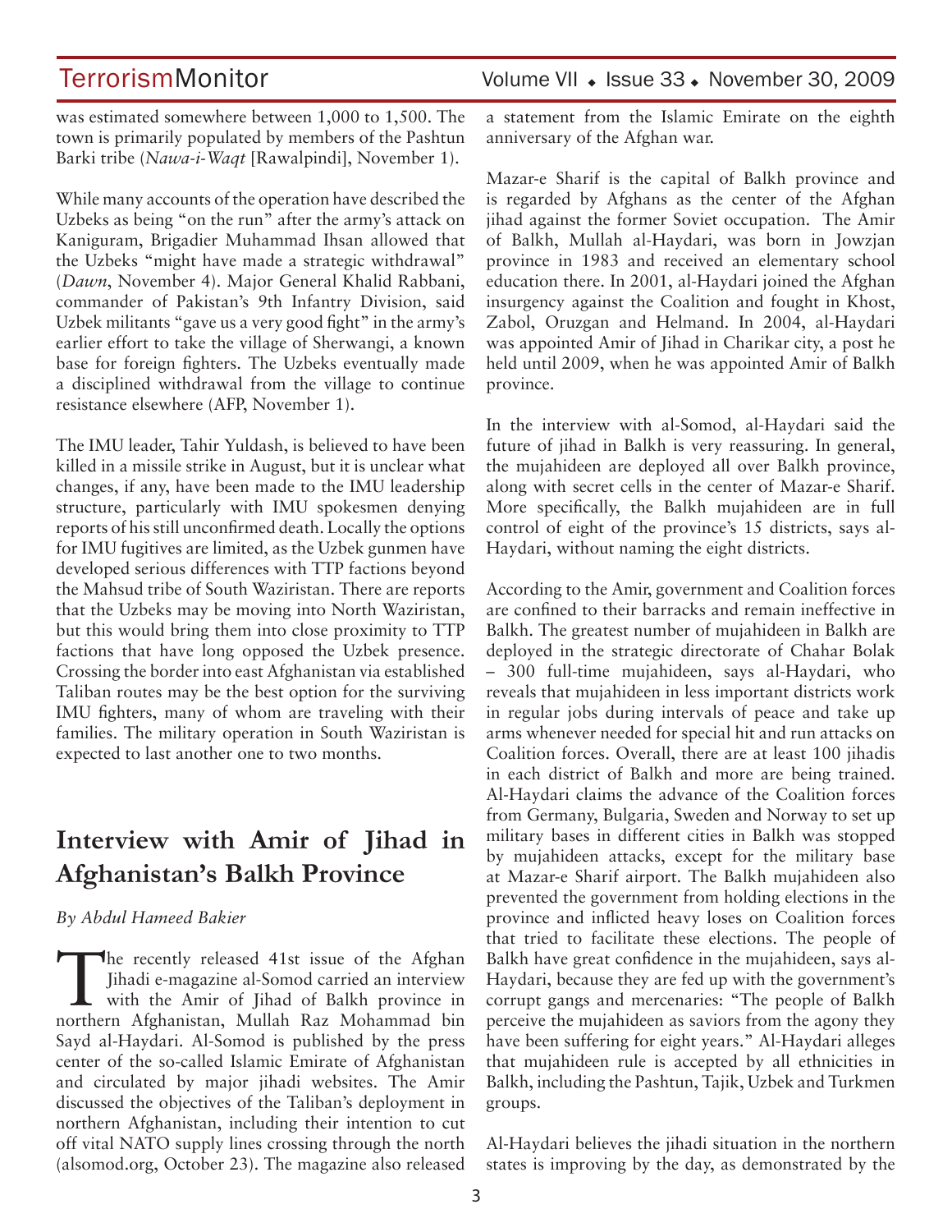was estimated somewhere between 1,000 to 1,500. The town is primarily populated by members of the Pashtun Barki tribe (*Nawa-i-Waqt* [Rawalpindi], November 1).

While many accounts of the operation have described the Uzbeks as being "on the run" after the army's attack on Kaniguram, Brigadier Muhammad Ihsan allowed that the Uzbeks "might have made a strategic withdrawal" (*Dawn*, November 4). Major General Khalid Rabbani, commander of Pakistan's 9th Infantry Division, said Uzbek militants "gave us a very good fight" in the army's earlier effort to take the village of Sherwangi, a known base for foreign fighters. The Uzbeks eventually made a disciplined withdrawal from the village to continue resistance elsewhere (AFP, November 1).

The IMU leader, Tahir Yuldash, is believed to have been killed in a missile strike in August, but it is unclear what changes, if any, have been made to the IMU leadership structure, particularly with IMU spokesmen denying reports of his still unconfirmed death. Locally the options for IMU fugitives are limited, as the Uzbek gunmen have developed serious differences with TTP factions beyond the Mahsud tribe of South Waziristan. There are reports that the Uzbeks may be moving into North Waziristan, but this would bring them into close proximity to TTP factions that have long opposed the Uzbek presence. Crossing the border into east Afghanistan via established Taliban routes may be the best option for the surviving IMU fighters, many of whom are traveling with their families. The military operation in South Waziristan is expected to last another one to two months.

# Interview with Amir of Jihad in Afghanistan's Balkh Province

*By Abdul Hameed Bakier*

The recently released 41st issue of the Afghan Jihadi e-magazine al-Somod carried an interview with the Amir of Jihad of Balkh province in northern Afghanistan, Mullah Raz Mohammad bin Sayd al-Haydari. Al-Somod is published by the press center of the so-called Islamic Emirate of Afghanistan and circulated by major jihadi websites. The Amir discussed the objectives of the Taliban's deployment in northern Afghanistan, including their intention to cut off vital NATO supply lines crossing through the north (alsomod.org, October 23). The magazine also released a statement from the Islamic Emirate on the eighth anniversary of the Afghan war.

Mazar-e Sharif is the capital of Balkh province and is regarded by Afghans as the center of the Afghan jihad against the former Soviet occupation. The Amir of Balkh, Mullah al-Haydari, was born in Jowzjan province in 1983 and received an elementary school education there. In 2001, al-Haydari joined the Afghan insurgency against the Coalition and fought in Khost, Zabol, Oruzgan and Helmand. In 2004, al-Haydari was appointed Amir of Jihad in Charikar city, a post he held until 2009, when he was appointed Amir of Balkh province.

In the interview with al-Somod, al-Haydari said the future of jihad in Balkh is very reassuring. In general, the mujahideen are deployed all over Balkh province, along with secret cells in the center of Mazar-e Sharif. More specifically, the Balkh mujahideen are in full control of eight of the province's 15 districts, says al-Haydari, without naming the eight districts.

According to the Amir, government and Coalition forces are confined to their barracks and remain ineffective in Balkh. The greatest number of mujahideen in Balkh are deployed in the strategic directorate of Chahar Bolak – 300 full-time mujahideen, says al-Haydari, who reveals that mujahideen in less important districts work in regular jobs during intervals of peace and take up arms whenever needed for special hit and run attacks on Coalition forces. Overall, there are at least 100 jihadis in each district of Balkh and more are being trained. Al-Haydari claims the advance of the Coalition forces from Germany, Bulgaria, Sweden and Norway to set up military bases in different cities in Balkh was stopped by mujahideen attacks, except for the military base at Mazar-e Sharif airport. The Balkh mujahideen also prevented the government from holding elections in the province and inflicted heavy loses on Coalition forces that tried to facilitate these elections. The people of Balkh have great confidence in the mujahideen, says al-Haydari, because they are fed up with the government's corrupt gangs and mercenaries: "The people of Balkh perceive the mujahideen as saviors from the agony they have been suffering for eight years." Al-Haydari alleges that mujahideen rule is accepted by all ethnicities in Balkh, including the Pashtun, Tajik, Uzbek and Turkmen groups.

Al-Haydari believes the jihadi situation in the northern states is improving by the day, as demonstrated by the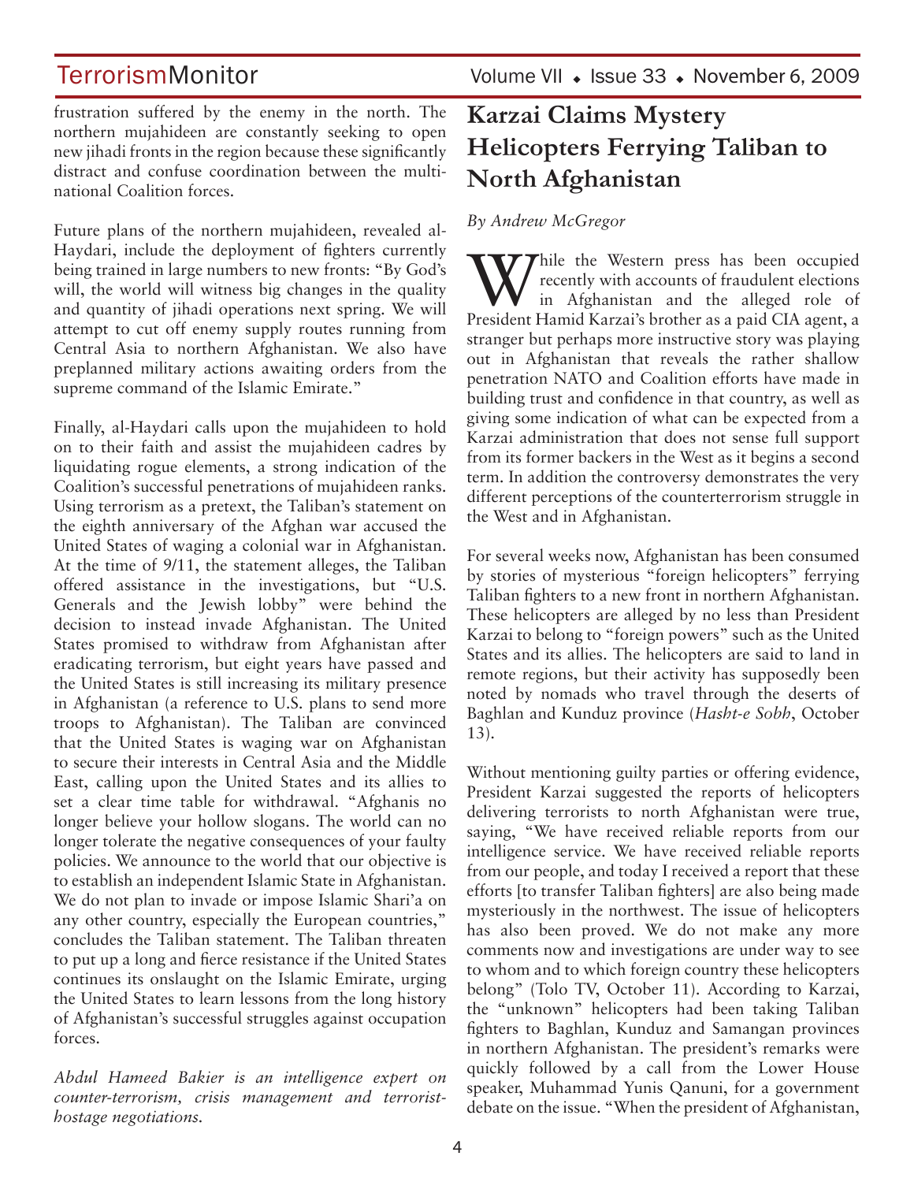frustration suffered by the enemy in the north. The northern mujahideen are constantly seeking to open new jihadi fronts in the region because these significantly distract and confuse coordination between the multi-national Coalition forces.

Future plans of the northern mujahideen, revealed al-Haydari, include the deployment of fighters currently being trained in large numbers to new fronts: "By God's will, the world will witness big changes in the quality and quantity of jihadi operations next spring. We will attempt to cut off enemy supply routes running from Central Asia to northern Afghanistan. We also have preplanned military actions awaiting orders from the supreme command of the Islamic Emirate."

Finally, al-Haydari calls upon the mujahideen to hold on to their faith and assist the mujahideen cadres by liquidating rogue elements, a strong indication of the Coalition's successful penetrations of mujahideen ranks. Using terrorism as a pretext, the Taliban's statement on the eighth anniversary of the Afghan war accused the United States of waging a colonial war in Afghanistan. At the time of 9/11, the statement alleges, the Taliban offered assistance in the investigations, but "U.S. Generals and the Jewish lobby" were behind the decision to instead invade Afghanistan. The United States promised to withdraw from Afghanistan after eradicating terrorism, but eight years have passed and the United States is still increasing its military presence in Afghanistan (a reference to U.S. plans to send more troops to Afghanistan). The Taliban are convinced that the United States is waging war on Afghanistan to secure their interests in Central Asia and the Middle East, calling upon the United States and its allies to set a clear time table for withdrawal. "Afghanis no longer believe your hollow slogans. The world can no longer tolerate the negative consequences of your faulty policies. We announce to the world that our objective is to establish an independent Islamic State in Afghanistan. We do not plan to invade or impose Islamic Shari'a on any other country, especially the European countries," concludes the Taliban statement. The Taliban threaten to put up a long and fierce resistance if the United States continues its onslaught on the Islamic Emirate, urging the United States to learn lessons from the long history of Afghanistan's successful struggles against occupation forces.

*Abdul Hameed Bakier is an intelligence expert on counter-terrorism, crisis management and terrorist-hostage negotiations.*

# Karzai Claims Mystery Helicopters Ferrying Taliban to North Afghanistan

*By Andrew McGregor*

While the Western press has been occupied recently with accounts of fraudulent elections in Afghanistan and the alleged role of President Hamid Karzai's brother as a paid CIA agent, a stranger but perhaps more instructive story was playing out in Afghanistan that reveals the rather shallow penetration NATO and Coalition efforts have made in building trust and confidence in that country, as well as giving some indication of what can be expected from a Karzai administration that does not sense full support from its former backers in the West as it begins a second term. In addition the controversy demonstrates the very different perceptions of the counterterrorism struggle in the West and in Afghanistan.

For several weeks now, Afghanistan has been consumed by stories of mysterious "foreign helicopters" ferrying Taliban fighters to a new front in northern Afghanistan. These helicopters are alleged by no less than President Karzai to belong to "foreign powers" such as the United States and its allies. The helicopters are said to land in remote regions, but their activity has supposedly been noted by nomads who travel through the deserts of Baghlan and Kunduz province (*Hasht-e Sobh*, October 13).

Without mentioning guilty parties or offering evidence, President Karzai suggested the reports of helicopters delivering terrorists to north Afghanistan were true, saying, "We have received reliable reports from our intelligence service. We have received reliable reports from our people, and today I received a report that these efforts [to transfer Taliban fighters] are also being made mysteriously in the northwest. The issue of helicopters has also been proved. We do not make any more comments now and investigations are under way to see to whom and to which foreign country these helicopters belong" (Tolo TV, October 11). According to Karzai, the "unknown" helicopters had been taking Taliban fighters to Baghlan, Kunduz and Samangan provinces in northern Afghanistan. The president's remarks were quickly followed by a call from the Lower House speaker, Muhammad Yunis Qanuni, for a government debate on the issue. "When the president of Afghanistan,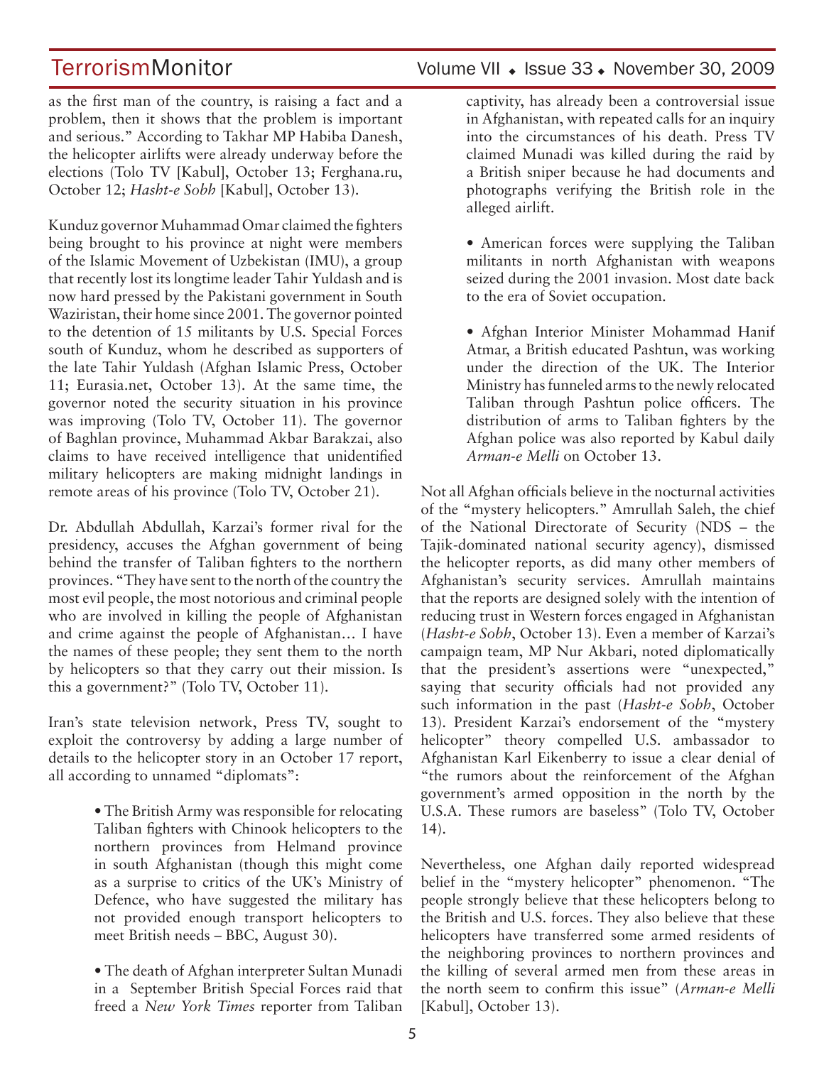as the first man of the country, is raising a fact and a problem, then it shows that the problem is important and serious." According to Takhar MP Habiba Danesh, the helicopter airlifts were already underway before the elections (Tolo TV [Kabul], October 13; Ferghana.ru, October 12; *Hasht-e Sobh* [Kabul], October 13).

Kunduz governor Muhammad Omar claimed the fighters being brought to his province at night were members of the Islamic Movement of Uzbekistan (IMU), a group that recently lost its longtime leader Tahir Yuldash and is now hard pressed by the Pakistani government in South Waziristan, their home since 2001. The governor pointed to the detention of 15 militants by U.S. Special Forces south of Kunduz, whom he described as supporters of the late Tahir Yuldash (Afghan Islamic Press, October 11; Eurasia.net, October 13). At the same time, the governor noted the security situation in his province was improving (Tolo TV, October 11). The governor of Baghlan province, Muhammad Akbar Barakzai, also claims to have received intelligence that unidentified military helicopters are making midnight landings in remote areas of his province (Tolo TV, October 21).

Dr. Abdullah Abdullah, Karzai's former rival for the presidency, accuses the Afghan government of being behind the transfer of Taliban fighters to the northern provinces. "They have sent to the north of the country the most evil people, the most notorious and criminal people who are involved in killing the people of Afghanistan and crime against the people of Afghanistan… I have the names of these people; they sent them to the north by helicopters so that they carry out their mission. Is this a government?" (Tolo TV, October 11).

Iran's state television network, Press TV, sought to exploit the controversy by adding a large number of details to the helicopter story in an October 17 report, all according to unnamed "diplomats":

- The British Army was responsible for relocating Taliban fighters with Chinook helicopters to the northern provinces from Helmand province in south Afghanistan (though this might come as a surprise to critics of the UK's Ministry of Defence, who have suggested the military has not provided enough transport helicopters to meet British needs – BBC, August 30).

- The death of Afghan interpreter Sultan Munadi in a September British Special Forces raid that freed a *New York Times* reporter from Taliban captivity, has already been a controversial issue in Afghanistan, with repeated calls for an inquiry into the circumstances of his death. Press TV claimed Munadi was killed during the raid by a British sniper because he had documents and photographs verifying the British role in the alleged airlift.

- American forces were supplying the Taliban militants in north Afghanistan with weapons seized during the 2001 invasion. Most date back to the era of Soviet occupation.

- Afghan Interior Minister Mohammad Hanif Atmar, a British educated Pashtun, was working under the direction of the UK. The Interior Ministry has funneled arms to the newly relocated Taliban through Pashtun police officers. The distribution of arms to Taliban fighters by the Afghan police was also reported by Kabul daily *Arman-e Melli* on October 13.

Not all Afghan officials believe in the nocturnal activities of the "mystery helicopters." Amrullah Saleh, the chief of the National Directorate of Security (NDS – the Tajik-dominated national security agency), dismissed the helicopter reports, as did many other members of Afghanistan's security services. Amrullah maintains that the reports are designed solely with the intention of reducing trust in Western forces engaged in Afghanistan (*Hasht-e Sobh*, October 13). Even a member of Karzai's campaign team, MP Nur Akbari, noted diplomatically that the president's assertions were "unexpected," saying that security officials had not provided any such information in the past (*Hasht-e Sobh*, October 13). President Karzai's endorsement of the "mystery helicopter" theory compelled U.S. ambassador to Afghanistan Karl Eikenberry to issue a clear denial of "the rumors about the reinforcement of the Afghan government's armed opposition in the north by the U.S.A. These rumors are baseless" (Tolo TV, October 14).

Nevertheless, one Afghan daily reported widespread belief in the "mystery helicopter" phenomenon. "The people strongly believe that these helicopters belong to the British and U.S. forces. They also believe that these helicopters have transferred some armed residents of the neighboring provinces to northern provinces and the killing of several armed men from these areas in the north seem to confirm this issue" (*Arman-e Melli* [Kabul], October 13).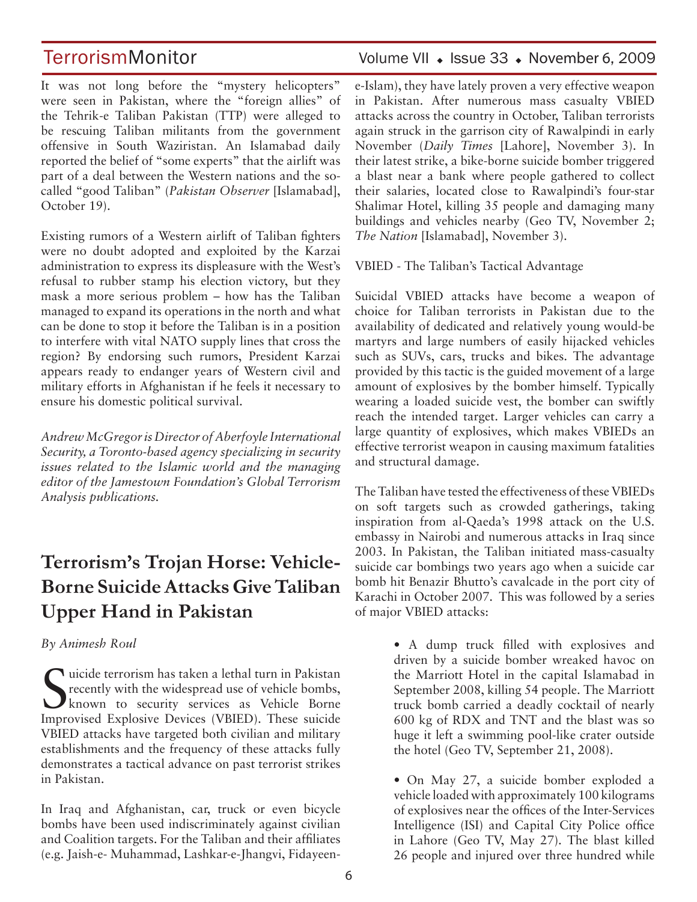It was not long before the "mystery helicopters" were seen in Pakistan, where the "foreign allies" of the Tehrik-e Taliban Pakistan (TTP) were alleged to be rescuing Taliban militants from the government offensive in South Waziristan. An Islamabad daily reported the belief of "some experts" that the airlift was part of a deal between the Western nations and the so-called "good Taliban" (*Pakistan Observer* [Islamabad], October 19).

Existing rumors of a Western airlift of Taliban fighters were no doubt adopted and exploited by the Karzai administration to express its displeasure with the West's refusal to rubber stamp his election victory, but they mask a more serious problem – how has the Taliban managed to expand its operations in the north and what can be done to stop it before the Taliban is in a position to interfere with vital NATO supply lines that cross the region? By endorsing such rumors, President Karzai appears ready to endanger years of Western civil and military efforts in Afghanistan if he feels it necessary to ensure his domestic political survival.

*Andrew McGregor is Director of Aberfoyle International Security, a Toronto-based agency specializing in security issues related to the Islamic world and the managing editor of the Jamestown Foundation's Global Terrorism Analysis publications.*

# Terrorism's Trojan Horse: Vehicle-Borne Suicide Attacks Give Taliban Upper Hand in Pakistan

*By Animesh Roul*

Suicide terrorism has taken a lethal turn in Pakistan recently with the widespread use of vehicle bombs, known to security services as Vehicle Borne Improvised Explosive Devices (VBIED). These suicide VBIED attacks have targeted both civilian and military establishments and the frequency of these attacks fully demonstrates a tactical advance on past terrorist strikes in Pakistan.

In Iraq and Afghanistan, car, truck or even bicycle bombs have been used indiscriminately against civilian and Coalition targets. For the Taliban and their affiliates (e.g. Jaish-e- Muhammad, Lashkar-e-Jhangvi, Fidayeen-e-Islam), they have lately proven a very effective weapon in Pakistan. After numerous mass casualty VBIED attacks across the country in October, Taliban terrorists again struck in the garrison city of Rawalpindi in early November (*Daily Times* [Lahore], November 3). In their latest strike, a bike-borne suicide bomber triggered a blast near a bank where people gathered to collect their salaries, located close to Rawalpindi's four-star Shalimar Hotel, killing 35 people and damaging many buildings and vehicles nearby (Geo TV, November 2; *The Nation* [Islamabad], November 3).

VBIED - The Taliban's Tactical Advantage

Suicidal VBIED attacks have become a weapon of choice for Taliban terrorists in Pakistan due to the availability of dedicated and relatively young would-be martyrs and large numbers of easily hijacked vehicles such as SUVs, cars, trucks and bikes. The advantage provided by this tactic is the guided movement of a large amount of explosives by the bomber himself. Typically wearing a loaded suicide vest, the bomber can swiftly reach the intended target. Larger vehicles can carry a large quantity of explosives, which makes VBIEDs an effective terrorist weapon in causing maximum fatalities and structural damage.

The Taliban have tested the effectiveness of these VBIEDs on soft targets such as crowded gatherings, taking inspiration from al-Qaeda's 1998 attack on the U.S. embassy in Nairobi and numerous attacks in Iraq since 2003. In Pakistan, the Taliban initiated mass-casualty suicide car bombings two years ago when a suicide car bomb hit Benazir Bhutto's cavalcade in the port city of Karachi in October 2007. This was followed by a series of major VBIED attacks:

- A dump truck filled with explosives and driven by a suicide bomber wreaked havoc on the Marriott Hotel in the capital Islamabad in September 2008, killing 54 people. The Marriott truck bomb carried a deadly cocktail of nearly 600 kg of RDX and TNT and the blast was so huge it left a swimming pool-like crater outside the hotel (Geo TV, September 21, 2008).

- On May 27, a suicide bomber exploded a vehicle loaded with approximately 100 kilograms of explosives near the offices of the Inter-Services Intelligence (ISI) and Capital City Police office in Lahore (Geo TV, May 27). The blast killed 26 people and injured over three hundred while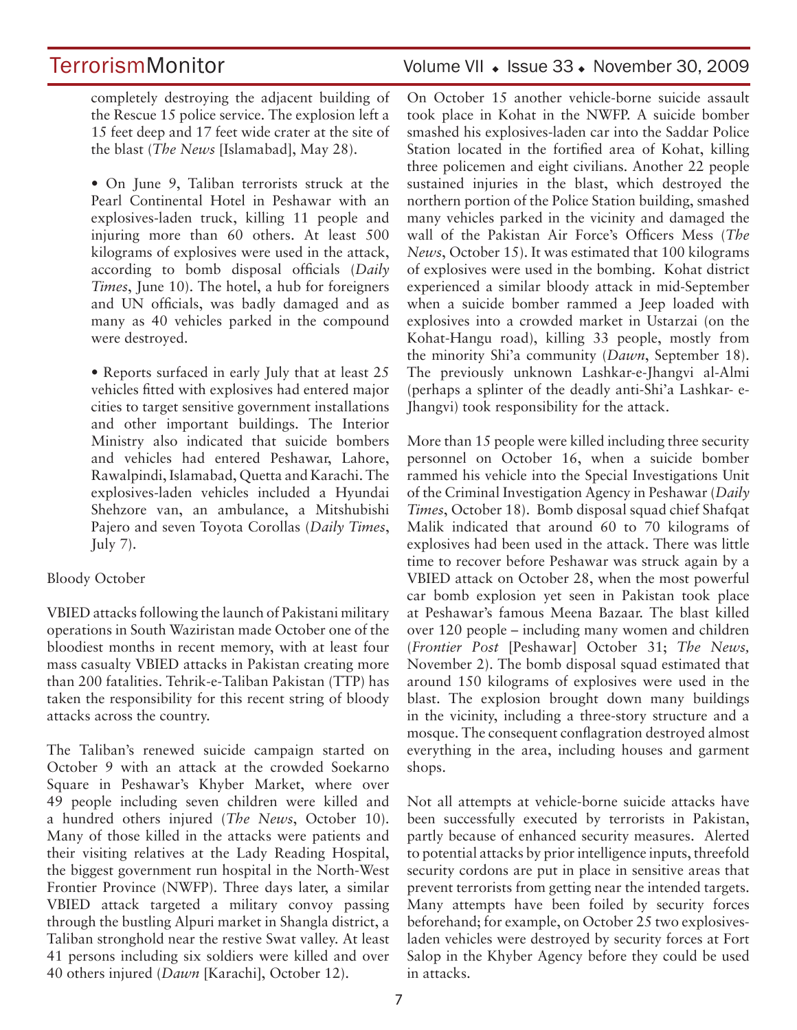completely destroying the adjacent building of the Rescue 15 police service. The explosion left a 15 feet deep and 17 feet wide crater at the site of the blast (*The News* [Islamabad], May 28).

- On June 9, Taliban terrorists struck at the Pearl Continental Hotel in Peshawar with an explosives-laden truck, killing 11 people and injuring more than 60 others. At least 500 kilograms of explosives were used in the attack, according to bomb disposal officials (*Daily Times*, June 10). The hotel, a hub for foreigners and UN officials, was badly damaged and as many as 40 vehicles parked in the compound were destroyed.

- Reports surfaced in early July that at least 25 vehicles fitted with explosives had entered major cities to target sensitive government installations and other important buildings. The Interior Ministry also indicated that suicide bombers and vehicles had entered Peshawar, Lahore, Rawalpindi, Islamabad, Quetta and Karachi. The explosives-laden vehicles included a Hyundai Shehzore van, an ambulance, a Mitshubishi Pajero and seven Toyota Corollas (*Daily Times*, July 7).

## Bloody October

VBIED attacks following the launch of Pakistani military operations in South Waziristan made October one of the bloodiest months in recent memory, with at least four mass casualty VBIED attacks in Pakistan creating more than 200 fatalities. Tehrik-e-Taliban Pakistan (TTP) has taken the responsibility for this recent string of bloody attacks across the country.

The Taliban's renewed suicide campaign started on October 9 with an attack at the crowded Soekarno Square in Peshawar's Khyber Market, where over 49 people including seven children were killed and a hundred others injured (*The News*, October 10). Many of those killed in the attacks were patients and their visiting relatives at the Lady Reading Hospital, the biggest government run hospital in the North-West Frontier Province (NWFP). Three days later, a similar VBIED attack targeted a military convoy passing through the bustling Alpuri market in Shangla district, a Taliban stronghold near the restive Swat valley. At least 41 persons including six soldiers were killed and over 40 others injured (*Dawn* [Karachi], October 12).

On October 15 another vehicle-borne suicide assault took place in Kohat in the NWFP. A suicide bomber smashed his explosives-laden car into the Saddar Police Station located in the fortified area of Kohat, killing three policemen and eight civilians. Another 22 people sustained injuries in the blast, which destroyed the northern portion of the Police Station building, smashed many vehicles parked in the vicinity and damaged the wall of the Pakistan Air Force's Officers Mess (*The News*, October 15). It was estimated that 100 kilograms of explosives were used in the bombing. Kohat district experienced a similar bloody attack in mid-September when a suicide bomber rammed a Jeep loaded with explosives into a crowded market in Ustarzai (on the Kohat-Hangu road), killing 33 people, mostly from the minority Shi'a community (*Dawn*, September 18). The previously unknown Lashkar-e-Jhangvi al-Almi (perhaps a splinter of the deadly anti-Shi'a Lashkar- e-Jhangvi) took responsibility for the attack.

More than 15 people were killed including three security personnel on October 16, when a suicide bomber rammed his vehicle into the Special Investigations Unit of the Criminal Investigation Agency in Peshawar (*Daily Times*, October 18). Bomb disposal squad chief Shafqat Malik indicated that around 60 to 70 kilograms of explosives had been used in the attack. There was little time to recover before Peshawar was struck again by a VBIED attack on October 28, when the most powerful car bomb explosion yet seen in Pakistan took place at Peshawar's famous Meena Bazaar. The blast killed over 120 people – including many women and children (*Frontier Post* [Peshawar] October 31; *The News,* November 2). The bomb disposal squad estimated that around 150 kilograms of explosives were used in the blast. The explosion brought down many buildings in the vicinity, including a three-story structure and a mosque. The consequent conflagration destroyed almost everything in the area, including houses and garment shops.

Not all attempts at vehicle-borne suicide attacks have been successfully executed by terrorists in Pakistan, partly because of enhanced security measures. Alerted to potential attacks by prior intelligence inputs, threefold security cordons are put in place in sensitive areas that prevent terrorists from getting near the intended targets. Many attempts have been foiled by security forces beforehand; for example, on October 25 two explosives-laden vehicles were destroyed by security forces at Fort Salop in the Khyber Agency before they could be used in attacks.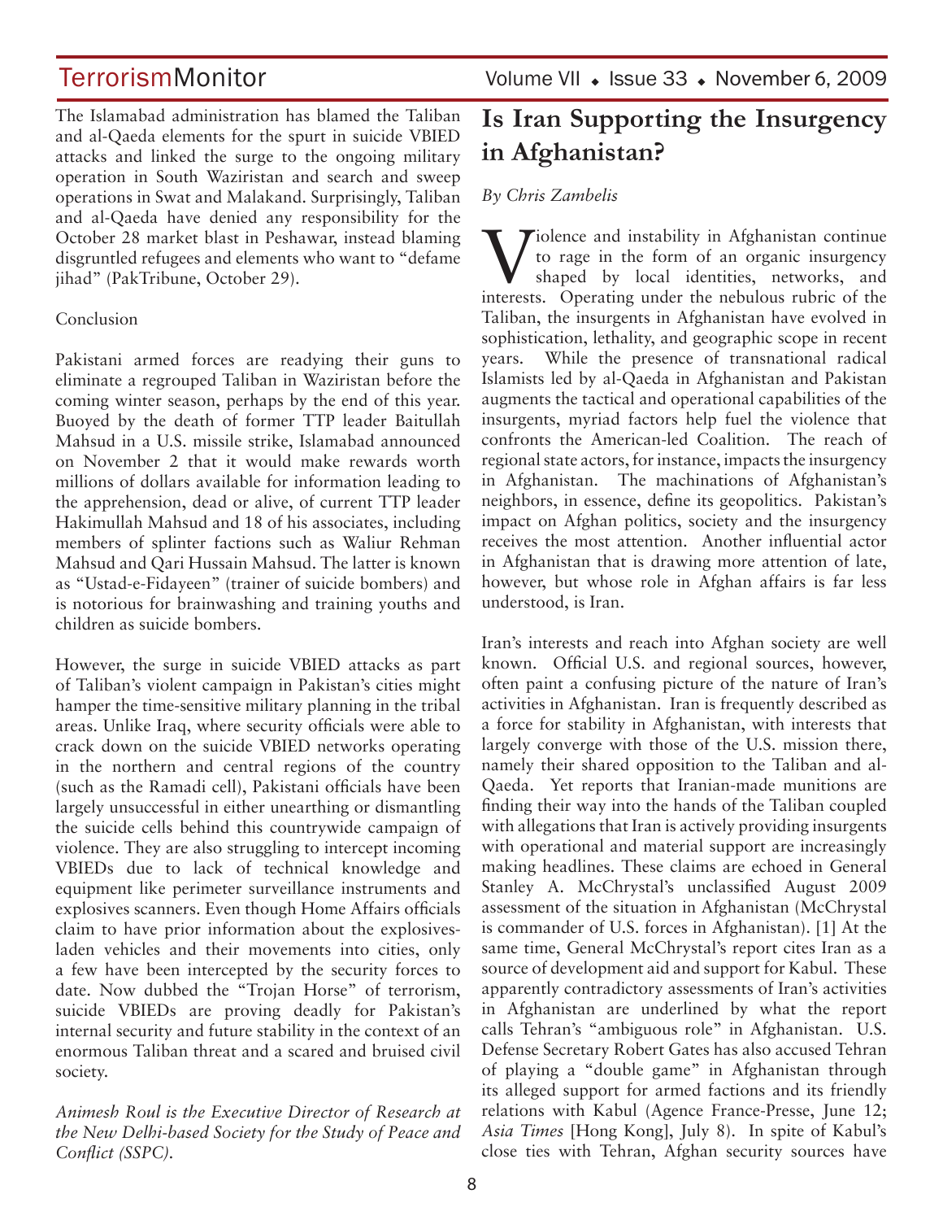The Islamabad administration has blamed the Taliban and al-Qaeda elements for the spurt in suicide VBIED attacks and linked the surge to the ongoing military operation in South Waziristan and search and sweep operations in Swat and Malakand. Surprisingly, Taliban and al-Qaeda have denied any responsibility for the October 28 market blast in Peshawar, instead blaming disgruntled refugees and elements who want to "defame jihad" (PakTribune, October 29).

Conclusion

Pakistani armed forces are readying their guns to eliminate a regrouped Taliban in Waziristan before the coming winter season, perhaps by the end of this year. Buoyed by the death of former TTP leader Baitullah Mahsud in a U.S. missile strike, Islamabad announced on November 2 that it would make rewards worth millions of dollars available for information leading to the apprehension, dead or alive, of current TTP leader Hakimullah Mahsud and 18 of his associates, including members of splinter factions such as Waliur Rehman Mahsud and Qari Hussain Mahsud. The latter is known as "Ustad-e-Fidayeen" (trainer of suicide bombers) and is notorious for brainwashing and training youths and children as suicide bombers.

However, the surge in suicide VBIED attacks as part of Taliban's violent campaign in Pakistan's cities might hamper the time-sensitive military planning in the tribal areas. Unlike Iraq, where security officials were able to crack down on the suicide VBIED networks operating in the northern and central regions of the country (such as the Ramadi cell), Pakistani officials have been largely unsuccessful in either unearthing or dismantling the suicide cells behind this countrywide campaign of violence. They are also struggling to intercept incoming VBIEDs due to lack of technical knowledge and equipment like perimeter surveillance instruments and explosives scanners. Even though Home Affairs officials claim to have prior information about the explosives-laden vehicles and their movements into cities, only a few have been intercepted by the security forces to date. Now dubbed the "Trojan Horse" of terrorism, suicide VBIEDs are proving deadly for Pakistan's internal security and future stability in the context of an enormous Taliban threat and a scared and bruised civil society.

*Animesh Roul is the Executive Director of Research at the New Delhi-based Society for the Study of Peace and Conflict (SSPC).*

# Is Iran Supporting the Insurgency in Afghanistan?

*By Chris Zambelis*

Violence and instability in Afghanistan continue to rage in the form of an organic insurgency shaped by local identities, networks, and interests. Operating under the nebulous rubric of the Taliban, the insurgents in Afghanistan have evolved in sophistication, lethality, and geographic scope in recent years. While the presence of transnational radical Islamists led by al-Qaeda in Afghanistan and Pakistan augments the tactical and operational capabilities of the insurgents, myriad factors help fuel the violence that confronts the American-led Coalition. The reach of regional state actors, for instance, impacts the insurgency in Afghanistan. The machinations of Afghanistan's neighbors, in essence, define its geopolitics. Pakistan's impact on Afghan politics, society and the insurgency receives the most attention. Another influential actor in Afghanistan that is drawing more attention of late, however, but whose role in Afghan affairs is far less understood, is Iran.

Iran's interests and reach into Afghan society are well known. Official U.S. and regional sources, however, often paint a confusing picture of the nature of Iran's activities in Afghanistan. Iran is frequently described as a force for stability in Afghanistan, with interests that largely converge with those of the U.S. mission there, namely their shared opposition to the Taliban and al-Qaeda. Yet reports that Iranian-made munitions are finding their way into the hands of the Taliban coupled with allegations that Iran is actively providing insurgents with operational and material support are increasingly making headlines. These claims are echoed in General Stanley A. McChrystal's unclassified August 2009 assessment of the situation in Afghanistan (McChrystal is commander of U.S. forces in Afghanistan). [1] At the same time, General McChrystal's report cites Iran as a source of development aid and support for Kabul. These apparently contradictory assessments of Iran's activities in Afghanistan are underlined by what the report calls Tehran's "ambiguous role" in Afghanistan. U.S. Defense Secretary Robert Gates has also accused Tehran of playing a "double game" in Afghanistan through its alleged support for armed factions and its friendly relations with Kabul (Agence France-Presse, June 12; *Asia Times* [Hong Kong], July 8). In spite of Kabul's close ties with Tehran, Afghan security sources have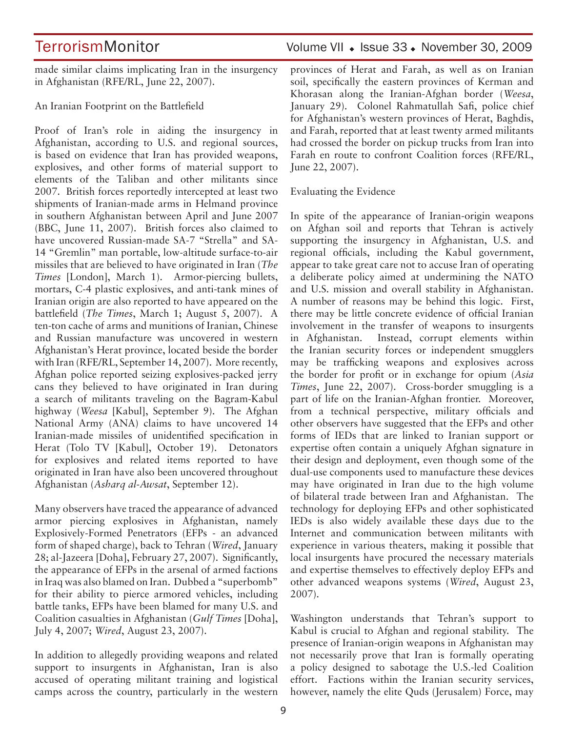made similar claims implicating Iran in the insurgency in Afghanistan (RFE/RL, June 22, 2007).

## An Iranian Footprint on the Battlefield

Proof of Iran's role in aiding the insurgency in Afghanistan, according to U.S. and regional sources, is based on evidence that Iran has provided weapons, explosives, and other forms of material support to elements of the Taliban and other militants since 2007. British forces reportedly intercepted at least two shipments of Iranian-made arms in Helmand province in southern Afghanistan between April and June 2007 (BBC, June 11, 2007). British forces also claimed to have uncovered Russian-made SA-7 "Strella" and SA-14 "Gremlin" man portable, low-altitude surface-to-air missiles that are believed to have originated in Iran (*The Times* [London], March 1). Armor-piercing bullets, mortars, C-4 plastic explosives, and anti-tank mines of Iranian origin are also reported to have appeared on the battlefield (*The Times*, March 1; August 5, 2007). A ten-ton cache of arms and munitions of Iranian, Chinese and Russian manufacture was uncovered in western Afghanistan's Herat province, located beside the border with Iran (RFE/RL, September 14, 2007). More recently, Afghan police reported seizing explosives-packed jerry cans they believed to have originated in Iran during a search of militants traveling on the Bagram-Kabul highway (*Weesa* [Kabul], September 9). The Afghan National Army (ANA) claims to have uncovered 14 Iranian-made missiles of unidentified specification in Herat (Tolo TV [Kabul], October 19). Detonators for explosives and related items reported to have originated in Iran have also been uncovered throughout Afghanistan (*Asharq al-Awsat*, September 12).

Many observers have traced the appearance of advanced armor piercing explosives in Afghanistan, namely Explosively-Formed Penetrators (EFPs - an advanced form of shaped charge), back to Tehran (*Wired*, January 28; al-Jazeera [Doha], February 27, 2007). Significantly, the appearance of EFPs in the arsenal of armed factions in Iraq was also blamed on Iran. Dubbed a "superbomb" for their ability to pierce armored vehicles, including battle tanks, EFPs have been blamed for many U.S. and Coalition casualties in Afghanistan (*Gulf Times* [Doha], July 4, 2007; *Wired*, August 23, 2007).

In addition to allegedly providing weapons and related support to insurgents in Afghanistan, Iran is also accused of operating militant training and logistical camps across the country, particularly in the western provinces of Herat and Farah, as well as on Iranian soil, specifically the eastern provinces of Kerman and Khorasan along the Iranian-Afghan border (*Weesa*, January 29). Colonel Rahmatullah Safi, police chief for Afghanistan's western provinces of Herat, Baghdis, and Farah, reported that at least twenty armed militants had crossed the border on pickup trucks from Iran into Farah en route to confront Coalition forces (RFE/RL, June 22, 2007).

## Evaluating the Evidence

In spite of the appearance of Iranian-origin weapons on Afghan soil and reports that Tehran is actively supporting the insurgency in Afghanistan, U.S. and regional officials, including the Kabul government, appear to take great care not to accuse Iran of operating a deliberate policy aimed at undermining the NATO and U.S. mission and overall stability in Afghanistan. A number of reasons may be behind this logic. First, there may be little concrete evidence of official Iranian involvement in the transfer of weapons to insurgents in Afghanistan. Instead, corrupt elements within the Iranian security forces or independent smugglers may be trafficking weapons and explosives across the border for profit or in exchange for opium (*Asia Times*, June 22, 2007). Cross-border smuggling is a part of life on the Iranian-Afghan frontier. Moreover, from a technical perspective, military officials and other observers have suggested that the EFPs and other forms of IEDs that are linked to Iranian support or expertise often contain a uniquely Afghan signature in their design and deployment, even though some of the dual-use components used to manufacture these devices may have originated in Iran due to the high volume of bilateral trade between Iran and Afghanistan. The technology for deploying EFPs and other sophisticated IEDs is also widely available these days due to the Internet and communication between militants with experience in various theaters, making it possible that local insurgents have procured the necessary materials and expertise themselves to effectively deploy EFPs and other advanced weapons systems (*Wired*, August 23, 2007).

Washington understands that Tehran's support to Kabul is crucial to Afghan and regional stability. The presence of Iranian-origin weapons in Afghanistan may not necessarily prove that Iran is formally operating a policy designed to sabotage the U.S.-led Coalition effort. Factions within the Iranian security services, however, namely the elite Quds (Jerusalem) Force, may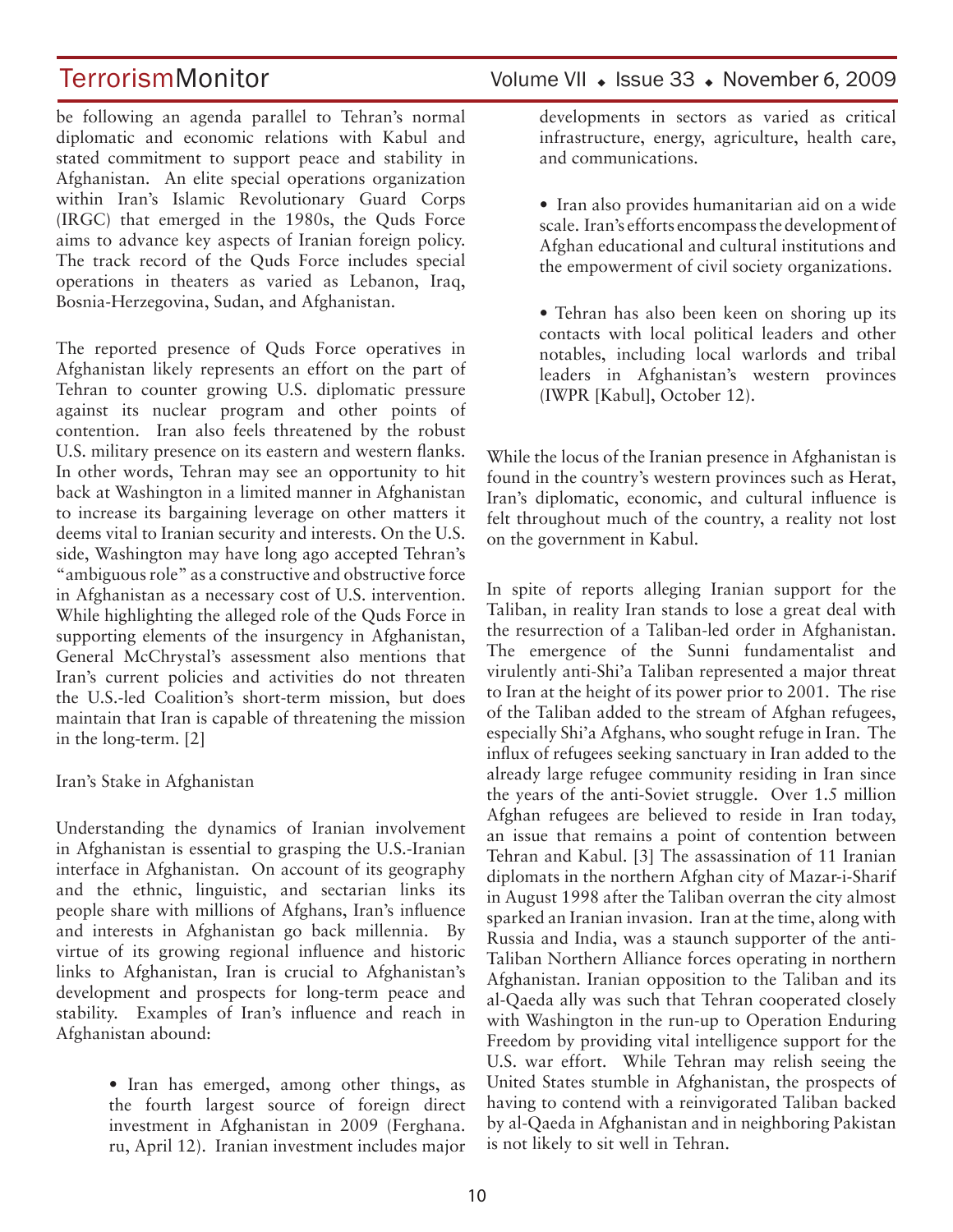be following an agenda parallel to Tehran's normal diplomatic and economic relations with Kabul and stated commitment to support peace and stability in Afghanistan. An elite special operations organization within Iran's Islamic Revolutionary Guard Corps (IRGC) that emerged in the 1980s, the Quds Force aims to advance key aspects of Iranian foreign policy. The track record of the Quds Force includes special operations in theaters as varied as Lebanon, Iraq, Bosnia-Herzegovina, Sudan, and Afghanistan.

The reported presence of Quds Force operatives in Afghanistan likely represents an effort on the part of Tehran to counter growing U.S. diplomatic pressure against its nuclear program and other points of contention. Iran also feels threatened by the robust U.S. military presence on its eastern and western flanks. In other words, Tehran may see an opportunity to hit back at Washington in a limited manner in Afghanistan to increase its bargaining leverage on other matters it deems vital to Iranian security and interests. On the U.S. side, Washington may have long ago accepted Tehran's "ambiguous role" as a constructive and obstructive force in Afghanistan as a necessary cost of U.S. intervention. While highlighting the alleged role of the Quds Force in supporting elements of the insurgency in Afghanistan, General McChrystal's assessment also mentions that Iran's current policies and activities do not threaten the U.S.-led Coalition's short-term mission, but does maintain that Iran is capable of threatening the mission in the long-term. [2]

## Iran's Stake in Afghanistan

Understanding the dynamics of Iranian involvement in Afghanistan is essential to grasping the U.S.-Iranian interface in Afghanistan. On account of its geography and the ethnic, linguistic, and sectarian links its people share with millions of Afghans, Iran's influence and interests in Afghanistan go back millennia. By virtue of its growing regional influence and historic links to Afghanistan, Iran is crucial to Afghanistan's development and prospects for long-term peace and stability. Examples of Iran's influence and reach in Afghanistan abound:

- Iran has emerged, among other things, as the fourth largest source of foreign direct investment in Afghanistan in 2009 (Ferghana.ru, April 12). Iranian investment includes major developments in sectors as varied as critical infrastructure, energy, agriculture, health care, and communications.

- Iran also provides humanitarian aid on a wide scale. Iran's efforts encompass the development of Afghan educational and cultural institutions and the empowerment of civil society organizations.

- Tehran has also been keen on shoring up its contacts with local political leaders and other notables, including local warlords and tribal leaders in Afghanistan's western provinces (IWPR [Kabul], October 12).

While the locus of the Iranian presence in Afghanistan is found in the country's western provinces such as Herat, Iran's diplomatic, economic, and cultural influence is felt throughout much of the country, a reality not lost on the government in Kabul.

In spite of reports alleging Iranian support for the Taliban, in reality Iran stands to lose a great deal with the resurrection of a Taliban-led order in Afghanistan. The emergence of the Sunni fundamentalist and virulently anti-Shi'a Taliban represented a major threat to Iran at the height of its power prior to 2001. The rise of the Taliban added to the stream of Afghan refugees, especially Shi'a Afghans, who sought refuge in Iran. The influx of refugees seeking sanctuary in Iran added to the already large refugee community residing in Iran since the years of the anti-Soviet struggle. Over 1.5 million Afghan refugees are believed to reside in Iran today, an issue that remains a point of contention between Tehran and Kabul. [3] The assassination of 11 Iranian diplomats in the northern Afghan city of Mazar-i-Sharif in August 1998 after the Taliban overran the city almost sparked an Iranian invasion. Iran at the time, along with Russia and India, was a staunch supporter of the anti-Taliban Northern Alliance forces operating in northern Afghanistan. Iranian opposition to the Taliban and its al-Qaeda ally was such that Tehran cooperated closely with Washington in the run-up to Operation Enduring Freedom by providing vital intelligence support for the U.S. war effort. While Tehran may relish seeing the United States stumble in Afghanistan, the prospects of having to contend with a reinvigorated Taliban backed by al-Qaeda in Afghanistan and in neighboring Pakistan is not likely to sit well in Tehran.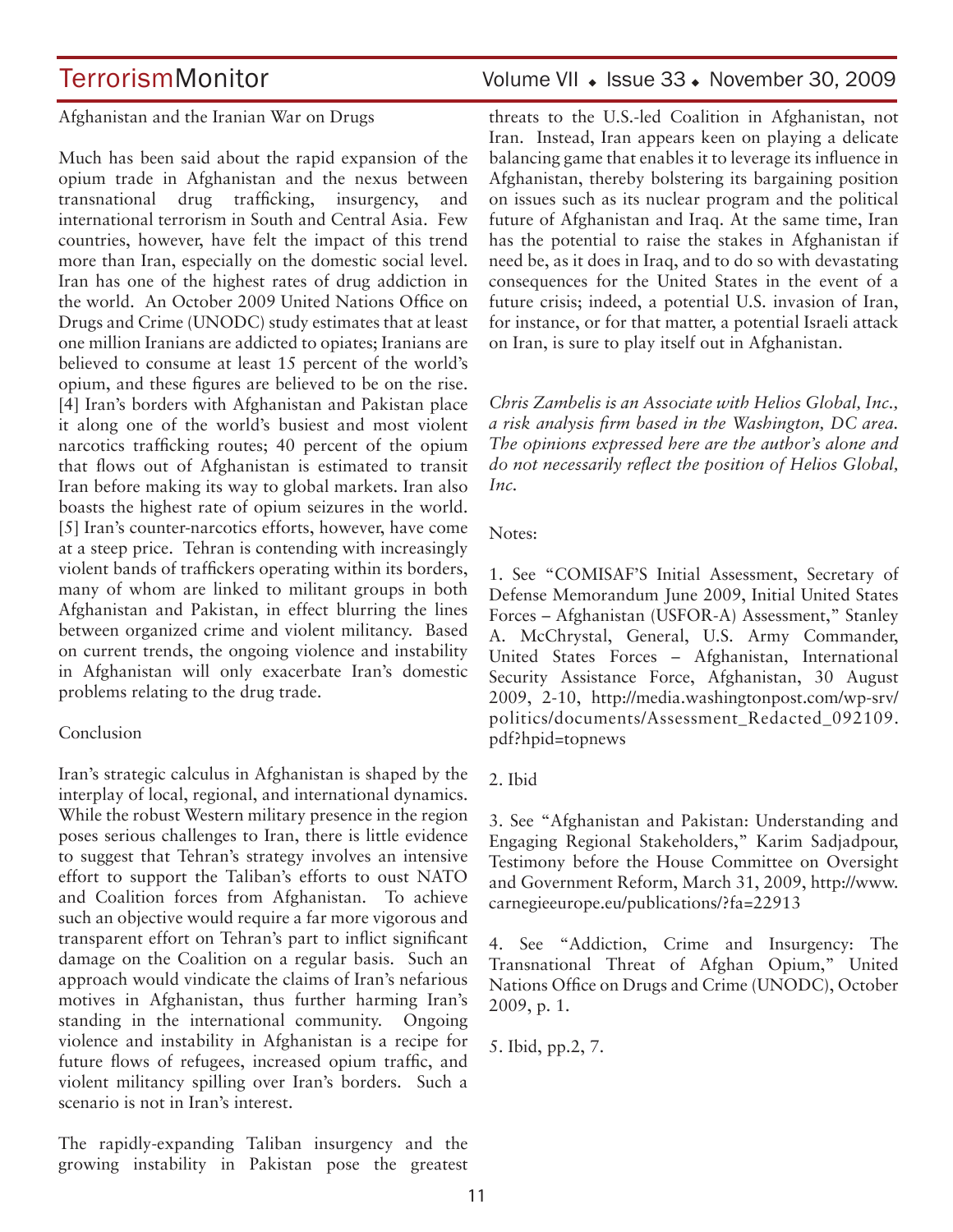## Afghanistan and the Iranian War on Drugs

Much has been said about the rapid expansion of the opium trade in Afghanistan and the nexus between transnational drug trafficking, insurgency, and international terrorism in South and Central Asia. Few countries, however, have felt the impact of this trend more than Iran, especially on the domestic social level. Iran has one of the highest rates of drug addiction in the world. An October 2009 United Nations Office on Drugs and Crime (UNODC) study estimates that at least one million Iranians are addicted to opiates; Iranians are believed to consume at least 15 percent of the world's opium, and these figures are believed to be on the rise. [4] Iran's borders with Afghanistan and Pakistan place it along one of the world's busiest and most violent narcotics trafficking routes; 40 percent of the opium that flows out of Afghanistan is estimated to transit Iran before making its way to global markets. Iran also boasts the highest rate of opium seizures in the world. [5] Iran's counter-narcotics efforts, however, have come at a steep price. Tehran is contending with increasingly violent bands of traffickers operating within its borders, many of whom are linked to militant groups in both Afghanistan and Pakistan, in effect blurring the lines between organized crime and violent militancy. Based on current trends, the ongoing violence and instability in Afghanistan will only exacerbate Iran's domestic problems relating to the drug trade.

## Conclusion

Iran's strategic calculus in Afghanistan is shaped by the interplay of local, regional, and international dynamics. While the robust Western military presence in the region poses serious challenges to Iran, there is little evidence to suggest that Tehran's strategy involves an intensive effort to support the Taliban's efforts to oust NATO and Coalition forces from Afghanistan. To achieve such an objective would require a far more vigorous and transparent effort on Tehran's part to inflict significant damage on the Coalition on a regular basis. Such an approach would vindicate the claims of Iran's nefarious motives in Afghanistan, thus further harming Iran's standing in the international community. Ongoing violence and instability in Afghanistan is a recipe for future flows of refugees, increased opium traffic, and violent militancy spilling over Iran's borders. Such a scenario is not in Iran's interest.

The rapidly-expanding Taliban insurgency and the growing instability in Pakistan pose the greatest threats to the U.S.-led Coalition in Afghanistan, not Iran. Instead, Iran appears keen on playing a delicate balancing game that enables it to leverage its influence in Afghanistan, thereby bolstering its bargaining position on issues such as its nuclear program and the political future of Afghanistan and Iraq. At the same time, Iran has the potential to raise the stakes in Afghanistan if need be, as it does in Iraq, and to do so with devastating consequences for the United States in the event of a future crisis; indeed, a potential U.S. invasion of Iran, for instance, or for that matter, a potential Israeli attack on Iran, is sure to play itself out in Afghanistan.

*Chris Zambelis is an Associate with Helios Global, Inc., a risk analysis firm based in the Washington, DC area. The opinions expressed here are the author's alone and do not necessarily reflect the position of Helios Global, Inc.*

Notes:

1. See "COMISAF'S Initial Assessment, Secretary of Defense Memorandum June 2009, Initial United States Forces – Afghanistan (USFOR-A) Assessment," Stanley A. McChrystal, General, U.S. Army Commander, United States Forces – Afghanistan, International Security Assistance Force, Afghanistan, 30 August 2009, 2-10, http://media.washingtonpost.com/wp-srv/politics/documents/Assessment_Redacted_092109.pdf?hpid=topnews

2. Ibid

3. See "Afghanistan and Pakistan: Understanding and Engaging Regional Stakeholders," Karim Sadjadpour, Testimony before the House Committee on Oversight and Government Reform, March 31, 2009, http://www.carnegieeurope.eu/publications/?fa=22913

4. See "Addiction, Crime and Insurgency: The Transnational Threat of Afghan Opium," United Nations Office on Drugs and Crime (UNODC), October 2009, p. 1.

5. Ibid, pp.2, 7.